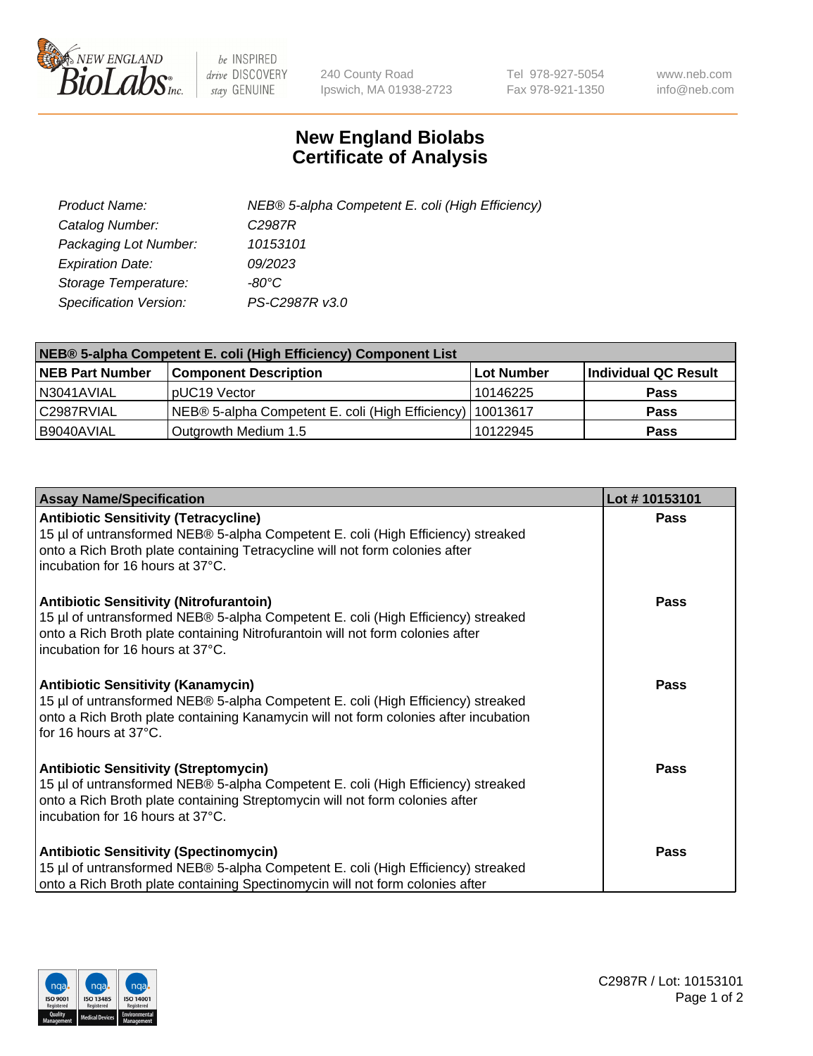New England BioLabs Inc. — be INSPIRED drive DISCOVERY stay GENUINE

240 County Road
Ipswich, MA 01938-2723

Tel 978-927-5054
Fax 978-921-1350

www.neb.com
info@neb.com

# New England Biolabs
# Certificate of Analysis

| | |
|---|---|
| *Product Name:* | *NEB® 5-alpha Competent E. coli (High Efficiency)* |
| *Catalog Number:* | *C2987R* |
| *Packaging Lot Number:* | *10153101* |
| *Expiration Date:* | *09/2023* |
| *Storage Temperature:* | *-80°C* |
| *Specification Version:* | *PS-C2987R v3.0* |

| NEB® 5-alpha Competent E. coli (High Efficiency) Component List | | | |
|---|---|---|---|
| **NEB Part Number** | **Component Description** | **Lot Number** | **Individual QC Result** |
| N3041AVIAL | pUC19 Vector | 10146225 | **Pass** |
| C2987RVIAL | NEB® 5-alpha Competent E. coli (High Efficiency) | 10013617 | **Pass** |
| B9040AVIAL | Outgrowth Medium 1.5 | 10122945 | **Pass** |

| Assay Name/Specification | Lot # 10153101 |
|---|---|
| **Antibiotic Sensitivity (Tetracycline)**<br>15 µl of untransformed NEB® 5-alpha Competent E. coli (High Efficiency) streaked onto a Rich Broth plate containing Tetracycline will not form colonies after incubation for 16 hours at 37°C. | **Pass** |
| **Antibiotic Sensitivity (Nitrofurantoin)**<br>15 µl of untransformed NEB® 5-alpha Competent E. coli (High Efficiency) streaked onto a Rich Broth plate containing Nitrofurantoin will not form colonies after incubation for 16 hours at 37°C. | **Pass** |
| **Antibiotic Sensitivity (Kanamycin)**<br>15 µl of untransformed NEB® 5-alpha Competent E. coli (High Efficiency) streaked onto a Rich Broth plate containing Kanamycin will not form colonies after incubation for 16 hours at 37°C. | **Pass** |
| **Antibiotic Sensitivity (Streptomycin)**<br>15 µl of untransformed NEB® 5-alpha Competent E. coli (High Efficiency) streaked onto a Rich Broth plate containing Streptomycin will not form colonies after incubation for 16 hours at 37°C. | **Pass** |
| **Antibiotic Sensitivity (Spectinomycin)**<br>15 µl of untransformed NEB® 5-alpha Competent E. coli (High Efficiency) streaked onto a Rich Broth plate containing Spectinomycin will not form colonies after | **Pass** |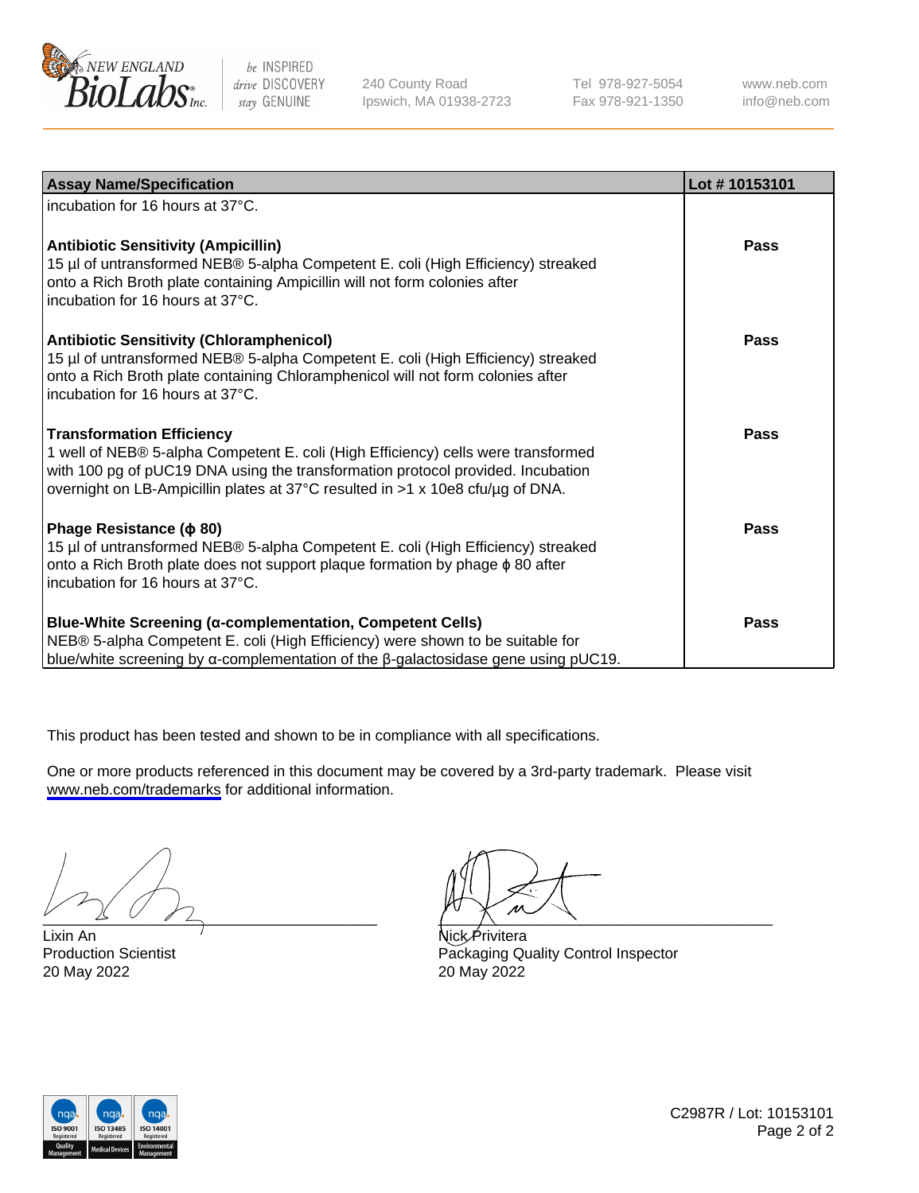| Assay Name/Specification | Lot # 10153101 |
| --- | --- |
| incubation for 16 hours at 37°C. | |
| **Antibiotic Sensitivity (Ampicillin)**<br>15 µl of untransformed NEB® 5-alpha Competent E. coli (High Efficiency) streaked onto a Rich Broth plate containing Ampicillin will not form colonies after incubation for 16 hours at 37°C. | **Pass** |
| **Antibiotic Sensitivity (Chloramphenicol)**<br>15 µl of untransformed NEB® 5-alpha Competent E. coli (High Efficiency) streaked onto a Rich Broth plate containing Chloramphenicol will not form colonies after incubation for 16 hours at 37°C. | **Pass** |
| **Transformation Efficiency**<br>1 well of NEB® 5-alpha Competent E. coli (High Efficiency) cells were transformed with 100 pg of pUC19 DNA using the transformation protocol provided. Incubation overnight on LB-Ampicillin plates at 37°C resulted in >1 x 10e8 cfu/µg of DNA. | **Pass** |
| **Phage Resistance (ϕ 80)**<br>15 µl of untransformed NEB® 5-alpha Competent E. coli (High Efficiency) streaked onto a Rich Broth plate does not support plaque formation by phage ϕ 80 after incubation for 16 hours at 37°C. | **Pass** |
| **Blue-White Screening (α-complementation, Competent Cells)**<br>NEB® 5-alpha Competent E. coli (High Efficiency) were shown to be suitable for blue/white screening by α-complementation of the β-galactosidase gene using pUC19. | **Pass** |

This product has been tested and shown to be in compliance with all specifications.

One or more products referenced in this document may be covered by a 3rd-party trademark. Please visit www.neb.com/trademarks for additional information.

Lixin An
Production Scientist
20 May 2022

Nick Privitera
Packaging Quality Control Inspector
20 May 2022

C2987R / Lot: 10153101